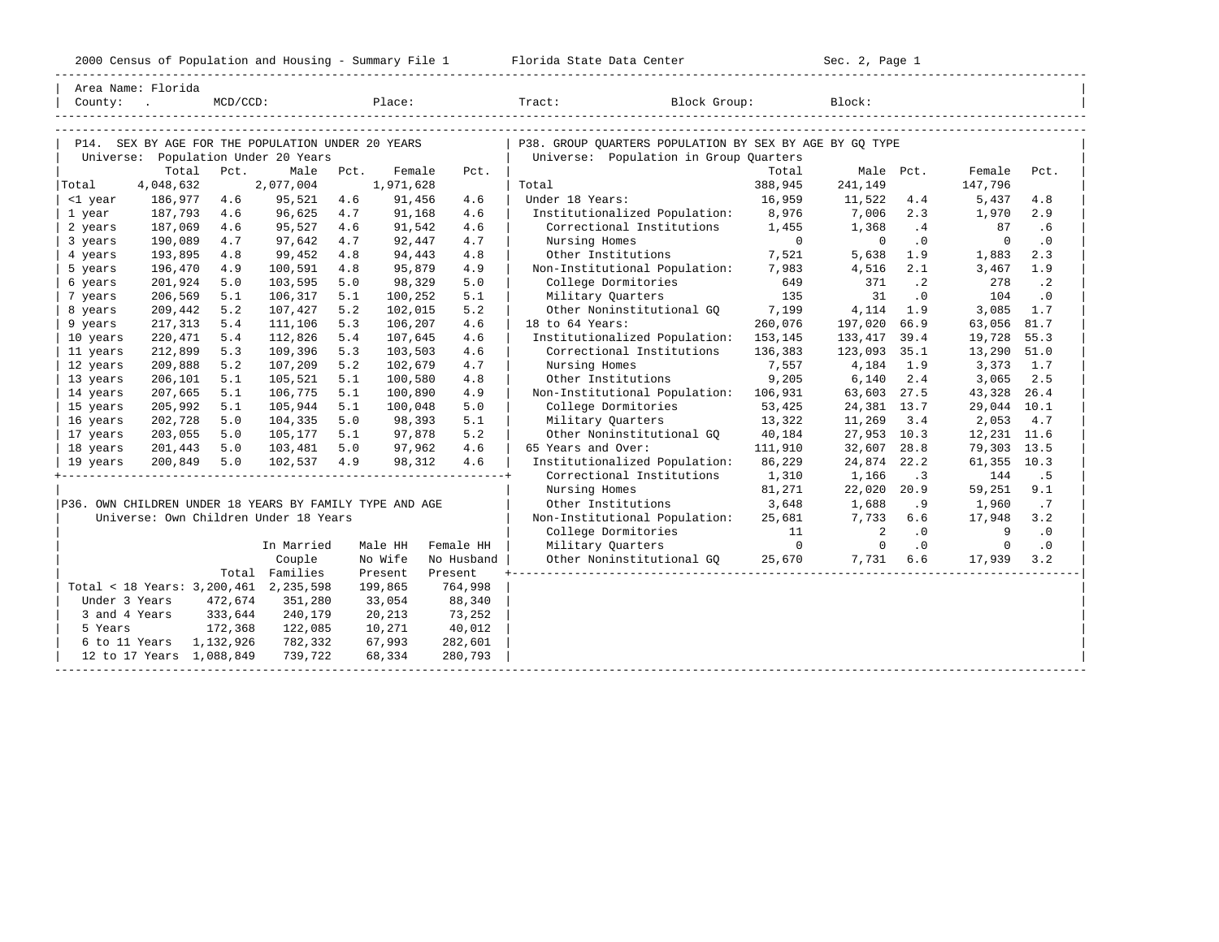Area Name: Florida
County: . MCD/CCD: Place: Tract: Block Group: Block:

## P14. SEX BY AGE FOR THE POPULATION UNDER 20 YEARS

Universe: Population Under 20 Years

| | Total | Pct. | Male | Pct. | Female | Pct. |
|---|---|---|---|---|---|---|
| Total | 4,048,632 | | 2,077,004 | | 1,971,628 | |
| <1 year | 186,977 | 4.6 | 95,521 | 4.6 | 91,456 | 4.6 |
| 1 year | 187,793 | 4.6 | 96,625 | 4.7 | 91,168 | 4.6 |
| 2 years | 187,069 | 4.6 | 95,527 | 4.6 | 91,542 | 4.6 |
| 3 years | 190,089 | 4.7 | 97,642 | 4.7 | 92,447 | 4.7 |
| 4 years | 193,895 | 4.8 | 99,452 | 4.8 | 94,443 | 4.8 |
| 5 years | 196,470 | 4.9 | 100,591 | 4.8 | 95,879 | 4.9 |
| 6 years | 201,924 | 5.0 | 103,595 | 5.0 | 98,329 | 5.0 |
| 7 years | 206,569 | 5.1 | 106,317 | 5.1 | 100,252 | 5.1 |
| 8 years | 209,442 | 5.2 | 107,427 | 5.2 | 102,015 | 5.2 |
| 9 years | 217,313 | 5.4 | 111,106 | 5.3 | 106,207 | 4.6 |
| 10 years | 220,471 | 5.4 | 112,826 | 5.4 | 107,645 | 4.6 |
| 11 years | 212,899 | 5.3 | 109,396 | 5.3 | 103,503 | 4.6 |
| 12 years | 209,888 | 5.2 | 107,209 | 5.2 | 102,679 | 4.7 |
| 13 years | 206,101 | 5.1 | 105,521 | 5.1 | 100,580 | 4.8 |
| 14 years | 207,665 | 5.1 | 106,775 | 5.1 | 100,890 | 4.9 |
| 15 years | 205,992 | 5.1 | 105,944 | 5.1 | 100,048 | 5.0 |
| 16 years | 202,728 | 5.0 | 104,335 | 5.0 | 98,393 | 5.1 |
| 17 years | 203,055 | 5.0 | 105,177 | 5.1 | 97,878 | 5.2 |
| 18 years | 201,443 | 5.0 | 103,481 | 5.0 | 97,962 | 4.6 |
| 19 years | 200,849 | 5.0 | 102,537 | 4.9 | 98,312 | 4.6 |

## P36. OWN CHILDREN UNDER 18 YEARS BY FAMILY TYPE AND AGE

Universe: Own Children Under 18 Years

| | Total | In Married Couple Families | Male HH No Wife Present | Female HH No Husband Present |
|---|---|---|---|---|
| Total < 18 Years: | 3,200,461 | 2,235,598 | 199,865 | 764,998 |
| Under 3 Years | 472,674 | 351,280 | 33,054 | 88,340 |
| 3 and 4 Years | 333,644 | 240,179 | 20,213 | 73,252 |
| 5 Years | 172,368 | 122,085 | 10,271 | 40,012 |
| 6 to 11 Years | 1,132,926 | 782,332 | 67,993 | 282,601 |
| 12 to 17 Years | 1,088,849 | 739,722 | 68,334 | 280,793 |

## P38. GROUP QUARTERS POPULATION BY SEX BY AGE BY GQ TYPE

Universe: Population in Group Quarters

| | Total | Male | Pct. | Female | Pct. |
|---|---|---|---|---|---|
| Total | 388,945 | 241,149 | | 147,796 | |
| Under 18 Years: | 16,959 | 11,522 | 4.4 | 5,437 | 4.8 |
| Institutionalized Population: | 8,976 | 7,006 | 2.3 | 1,970 | 2.9 |
| Correctional Institutions | 1,455 | 1,368 | .4 | 87 | .6 |
| Nursing Homes | 0 | 0 | .0 | 0 | .0 |
| Other Institutions | 7,521 | 5,638 | 1.9 | 1,883 | 2.3 |
| Non-Institutional Population: | 7,983 | 4,516 | 2.1 | 3,467 | 1.9 |
| College Dormitories | 649 | 371 | .2 | 278 | .2 |
| Military Quarters | 135 | 31 | .0 | 104 | .0 |
| Other Noninstitutional GQ | 7,199 | 4,114 | 1.9 | 3,085 | 1.7 |
| 18 to 64 Years: | 260,076 | 197,020 | 66.9 | 63,056 | 81.7 |
| Institutionalized Population: | 153,145 | 133,417 | 39.4 | 19,728 | 55.3 |
| Correctional Institutions | 136,383 | 123,093 | 35.1 | 13,290 | 51.0 |
| Nursing Homes | 7,557 | 4,184 | 1.9 | 3,373 | 1.7 |
| Other Institutions | 9,205 | 6,140 | 2.4 | 3,065 | 2.5 |
| Non-Institutional Population: | 106,931 | 63,603 | 27.5 | 43,328 | 26.4 |
| College Dormitories | 53,425 | 24,381 | 13.7 | 29,044 | 10.1 |
| Military Quarters | 13,322 | 11,269 | 3.4 | 2,053 | 4.7 |
| Other Noninstitutional GQ | 40,184 | 27,953 | 10.3 | 12,231 | 11.6 |
| 65 Years and Over: | 111,910 | 32,607 | 28.8 | 79,303 | 13.5 |
| Institutionalized Population: | 86,229 | 24,874 | 22.2 | 61,355 | 10.3 |
| Correctional Institutions | 1,310 | 1,166 | .3 | 144 | .5 |
| Nursing Homes | 81,271 | 22,020 | 20.9 | 59,251 | 9.1 |
| Other Institutions | 3,648 | 1,688 | .9 | 1,960 | .7 |
| Non-Institutional Population: | 25,681 | 7,733 | 6.6 | 17,948 | 3.2 |
| College Dormitories | 11 | 2 | .0 | 9 | .0 |
| Military Quarters | 0 | 0 | .0 | 0 | .0 |
| Other Noninstitutional GQ | 25,670 | 7,731 | 6.6 | 17,939 | 3.2 |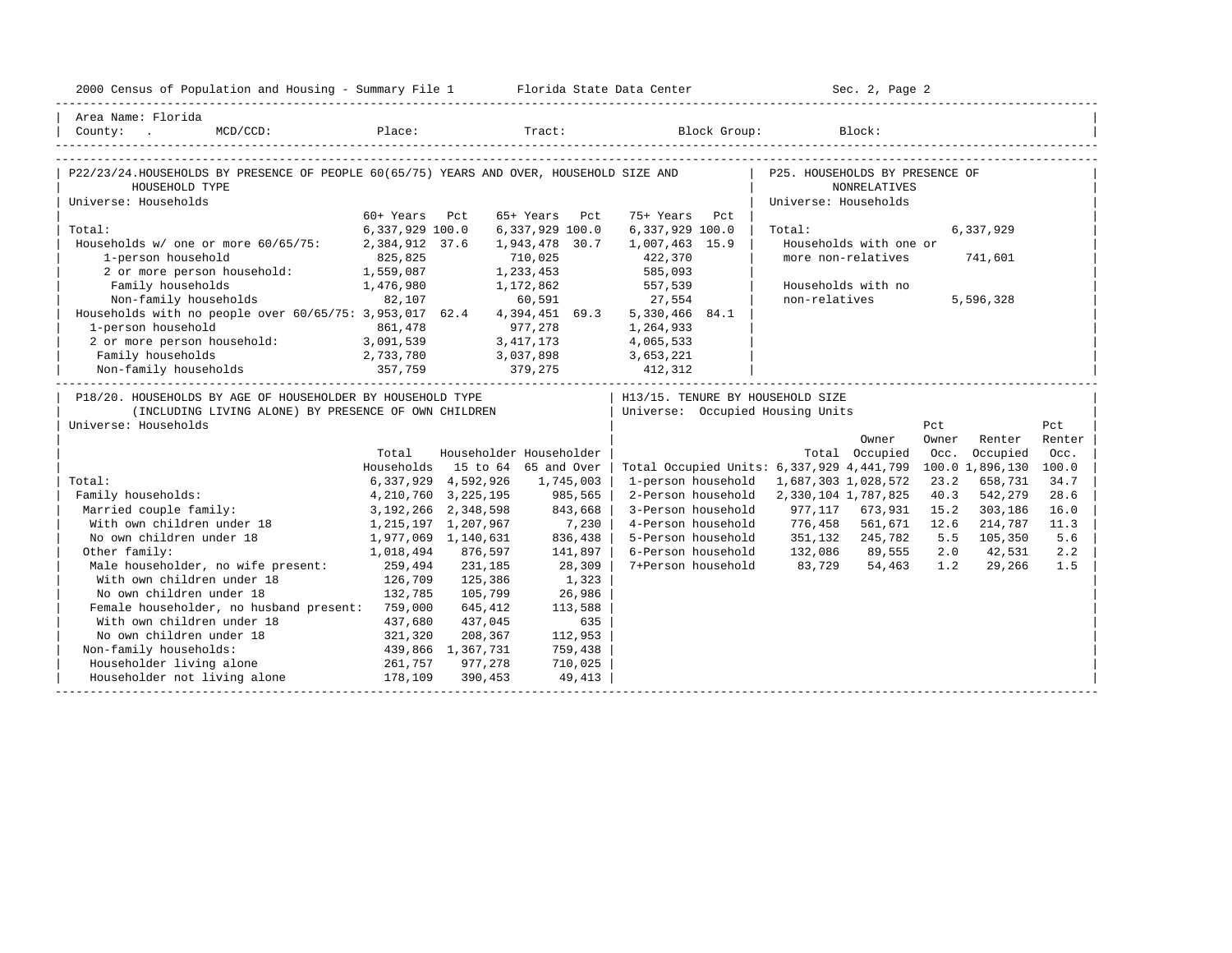Area Name: Florida

County: . MCD/CCD: Place: Tract: Block Group: Block:

## P22/23/24. HOUSEHOLDS BY PRESENCE OF PEOPLE 60(65/75) YEARS AND OVER, HOUSEHOLD SIZE AND HOUSEHOLD TYPE

Universe: Households

| | 60+ Years | Pct | 65+ Years | Pct | 75+ Years | Pct |
|---|---|---|---|---|---|---|
| Total: | 6,337,929 | 100.0 | 6,337,929 | 100.0 | 6,337,929 | 100.0 |
| Households w/ one or more 60/65/75: | 2,384,912 | 37.6 | 1,943,478 | 30.7 | 1,007,463 | 15.9 |
| 1-person household | 825,825 | | 710,025 | | 422,370 | |
| 2 or more person household: | 1,559,087 | | 1,233,453 | | 585,093 | |
| Family households | 1,476,980 | | 1,172,862 | | 557,539 | |
| Non-family households | 82,107 | | 60,591 | | 27,554 | |
| Households with no people over 60/65/75: | 3,953,017 | 62.4 | 4,394,451 | 69.3 | 5,330,466 | 84.1 |
| 1-person household | 861,478 | | 977,278 | | 1,264,933 | |
| 2 or more person household: | 3,091,539 | | 3,417,173 | | 4,065,533 | |
| Family households | 2,733,780 | | 3,037,898 | | 3,653,221 | |
| Non-family households | 357,759 | | 379,275 | | 412,312 | |

## P25. HOUSEHOLDS BY PRESENCE OF NONRELATIVES

Universe: Households

| | |
|---|---|
| Total: | 6,337,929 |
| Households with one or more non-relatives | 741,601 |
| Households with no non-relatives | 5,596,328 |

## P18/20. HOUSEHOLDS BY AGE OF HOUSEHOLDER BY HOUSEHOLD TYPE (INCLUDING LIVING ALONE) BY PRESENCE OF OWN CHILDREN

Universe: Households

| | Total Households | Householder 15 to 64 | Householder 65 and Over |
|---|---|---|---|
| Total: | 6,337,929 | 4,592,926 | 1,745,003 |
| Family households: | 4,210,760 | 3,225,195 | 985,565 |
| Married couple family: | 3,192,266 | 2,348,598 | 843,668 |
| With own children under 18 | 1,215,197 | 1,207,967 | 7,230 |
| No own children under 18 | 1,977,069 | 1,140,631 | 836,438 |
| Other family: | 1,018,494 | 876,597 | 141,897 |
| Male householder, no wife present: | 259,494 | 231,185 | 28,309 |
| With own children under 18 | 126,709 | 125,386 | 1,323 |
| No own children under 18 | 132,785 | 105,799 | 26,986 |
| Female householder, no husband present: | 759,000 | 645,412 | 113,588 |
| With own children under 18 | 437,680 | 437,045 | 635 |
| No own children under 18 | 321,320 | 208,367 | 112,953 |
| Non-family households: | 439,866 | 1,367,731 | 759,438 |
| Householder living alone | 261,757 | 977,278 | 710,025 |
| Householder not living alone | 178,109 | 390,453 | 49,413 |

## H13/15. TENURE BY HOUSEHOLD SIZE

Universe: Occupied Housing Units

| | Total | Owner Occupied | Pct Owner Occ. | Renter Occupied | Pct Renter Occ. |
|---|---|---|---|---|---|
| Total Occupied Units: | 6,337,929 | 4,441,799 | 100.0 | 1,896,130 | 100.0 |
| 1-person household | 1,687,303 | 1,028,572 | 23.2 | 658,731 | 34.7 |
| 2-Person household | 2,330,104 | 1,787,825 | 40.3 | 542,279 | 28.6 |
| 3-Person household | 977,117 | 673,931 | 15.2 | 303,186 | 16.0 |
| 4-Person household | 776,458 | 561,671 | 12.6 | 214,787 | 11.3 |
| 5-Person household | 351,132 | 245,782 | 5.5 | 105,350 | 5.6 |
| 6-Person household | 132,086 | 89,555 | 2.0 | 42,531 | 2.2 |
| 7+Person household | 83,729 | 54,463 | 1.2 | 29,266 | 1.5 |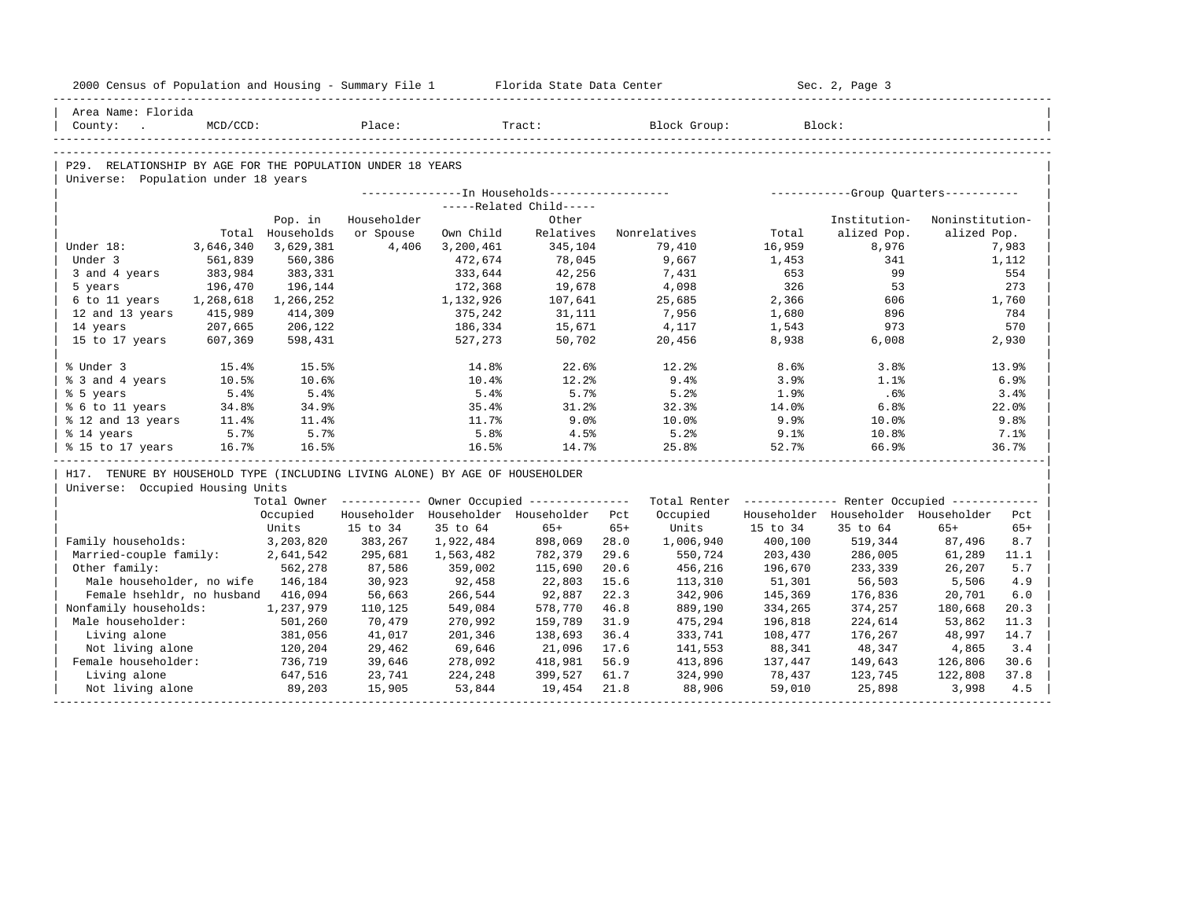Area Name: Florida
County: . MCD/CCD: Place: Tract: Block Group: Block:

## P29. RELATIONSHIP BY AGE FOR THE POPULATION UNDER 18 YEARS

Universe: Population under 18 years

| | | | In Households | | | | Group Quarters | | |
|---|---|---|---|---|---|---|---|---|---|
| | | | | Related Child | | | | | |
| | Total | Pop. in Households | Householder or Spouse | Own Child | Other Relatives | Nonrelatives | Total | Institutionalized Pop. | Noninstitutionalized Pop. |
| Under 18: | 3,646,340 | 3,629,381 | 4,406 | 3,200,461 | 345,104 | 79,410 | 16,959 | 8,976 | 7,983 |
| Under 3 | 561,839 | 560,386 | | 472,674 | 78,045 | 9,667 | 1,453 | 341 | 1,112 |
| 3 and 4 years | 383,984 | 383,331 | | 333,644 | 42,256 | 7,431 | 653 | 99 | 554 |
| 5 years | 196,470 | 196,144 | | 172,368 | 19,678 | 4,098 | 326 | 53 | 273 |
| 6 to 11 years | 1,268,618 | 1,266,252 | | 1,132,926 | 107,641 | 25,685 | 2,366 | 606 | 1,760 |
| 12 and 13 years | 415,989 | 414,309 | | 375,242 | 31,111 | 7,956 | 1,680 | 896 | 784 |
| 14 years | 207,665 | 206,122 | | 186,334 | 15,671 | 4,117 | 1,543 | 973 | 570 |
| 15 to 17 years | 607,369 | 598,431 | | 527,273 | 50,702 | 20,456 | 8,938 | 6,008 | 2,930 |
| % Under 3 | 15.4% | 15.5% | | 14.8% | 22.6% | 12.2% | 8.6% | 3.8% | 13.9% |
| % 3 and 4 years | 10.5% | 10.6% | | 10.4% | 12.2% | 9.4% | 3.9% | 1.1% | 6.9% |
| % 5 years | 5.4% | 5.4% | | 5.4% | 5.7% | 5.2% | 1.9% | .6% | 3.4% |
| % 6 to 11 years | 34.8% | 34.9% | | 35.4% | 31.2% | 32.3% | 14.0% | 6.8% | 22.0% |
| % 12 and 13 years | 11.4% | 11.4% | | 11.7% | 9.0% | 10.0% | 9.9% | 10.0% | 9.8% |
| % 14 years | 5.7% | 5.7% | | 5.8% | 4.5% | 5.2% | 9.1% | 10.8% | 7.1% |
| % 15 to 17 years | 16.7% | 16.5% | | 16.5% | 14.7% | 25.8% | 52.7% | 66.9% | 36.7% |

## H17. TENURE BY HOUSEHOLD TYPE (INCLUDING LIVING ALONE) BY AGE OF HOUSEHOLDER

Universe: Occupied Housing Units

| | | Owner Occupied | | | | | Renter Occupied | | | |
|---|---|---|---|---|---|---|---|---|---|---|
| | Total Owner Occupied Units | Householder 15 to 34 | Householder 35 to 64 | Householder 65+ | Pct 65+ | Total Renter Occupied Units | Householder 15 to 34 | Householder 35 to 64 | Householder 65+ | Pct 65+ |
| Family households: | 3,203,820 | 383,267 | 1,922,484 | 898,069 | 28.0 | 1,006,940 | 400,100 | 519,344 | 87,496 | 8.7 |
| Married-couple family: | 2,641,542 | 295,681 | 1,563,482 | 782,379 | 29.6 | 550,724 | 203,430 | 286,005 | 61,289 | 11.1 |
| Other family: | 562,278 | 87,586 | 359,002 | 115,690 | 20.6 | 456,216 | 196,670 | 233,339 | 26,207 | 5.7 |
| Male householder, no wife | 146,184 | 30,923 | 92,458 | 22,803 | 15.6 | 113,310 | 51,301 | 56,503 | 5,506 | 4.9 |
| Female hsehldr, no husband | 416,094 | 56,663 | 266,544 | 92,887 | 22.3 | 342,906 | 145,369 | 176,836 | 20,701 | 6.0 |
| Nonfamily households: | 1,237,979 | 110,125 | 549,084 | 578,770 | 46.8 | 889,190 | 334,265 | 374,257 | 180,668 | 20.3 |
| Male householder: | 501,260 | 70,479 | 270,992 | 159,789 | 31.9 | 475,294 | 196,818 | 224,614 | 53,862 | 11.3 |
| Living alone | 381,056 | 41,017 | 201,346 | 138,693 | 36.4 | 333,741 | 108,477 | 176,267 | 48,997 | 14.7 |
| Not living alone | 120,204 | 29,462 | 69,646 | 21,096 | 17.6 | 141,553 | 88,341 | 48,347 | 4,865 | 3.4 |
| Female householder: | 736,719 | 39,646 | 278,092 | 418,981 | 56.9 | 413,896 | 137,447 | 149,643 | 126,806 | 30.6 |
| Living alone | 647,516 | 23,741 | 224,248 | 399,527 | 61.7 | 324,990 | 78,437 | 123,745 | 122,808 | 37.8 |
| Not living alone | 89,203 | 15,905 | 53,844 | 19,454 | 21.8 | 88,906 | 59,010 | 25,898 | 3,998 | 4.5 |